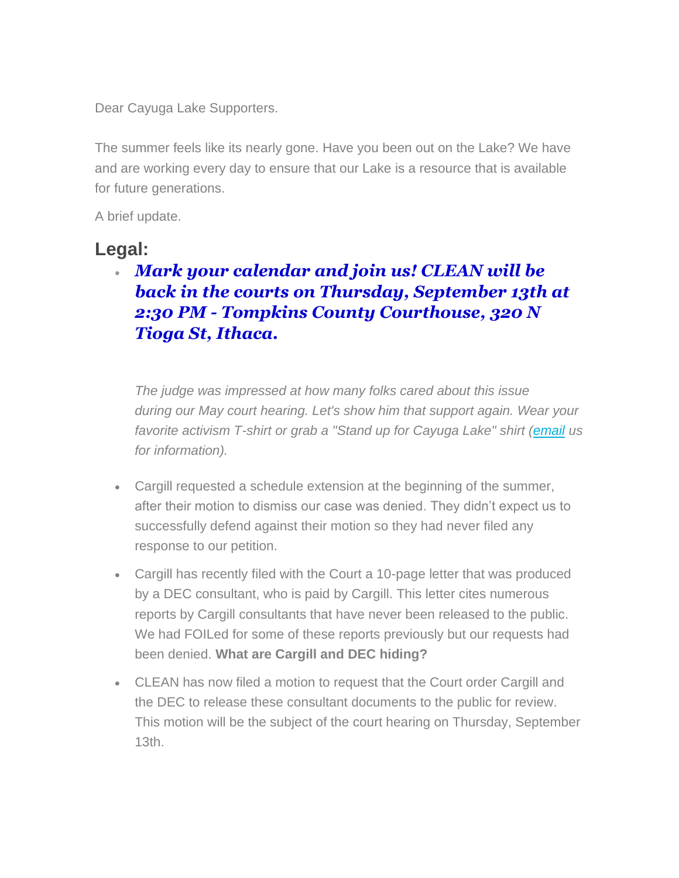Dear Cayuga Lake Supporters.

The summer feels like its nearly gone. Have you been out on the Lake? We have and are working every day to ensure that our Lake is a resource that is available for future generations.

A brief update.

## Legal:

- ***Mark your calendar and join us! CLEAN will be back in the courts on Thursday, September 13th at 2:30 PM - Tompkins County Courthouse, 320 N Tioga St, Ithaca.***

  *The judge was impressed at how many folks cared about this issue during our May court hearing. Let's show him that support again. Wear your favorite activism T-shirt or grab a "Stand up for Cayuga Lake" shirt (email us for information).*

- Cargill requested a schedule extension at the beginning of the summer, after their motion to dismiss our case was denied. They didn't expect us to successfully defend against their motion so they had never filed any response to our petition.
- Cargill has recently filed with the Court a 10-page letter that was produced by a DEC consultant, who is paid by Cargill. This letter cites numerous reports by Cargill consultants that have never been released to the public. We had FOILed for some of these reports previously but our requests had been denied. **What are Cargill and DEC hiding?**
- CLEAN has now filed a motion to request that the Court order Cargill and the DEC to release these consultant documents to the public for review. This motion will be the subject of the court hearing on Thursday, September 13th.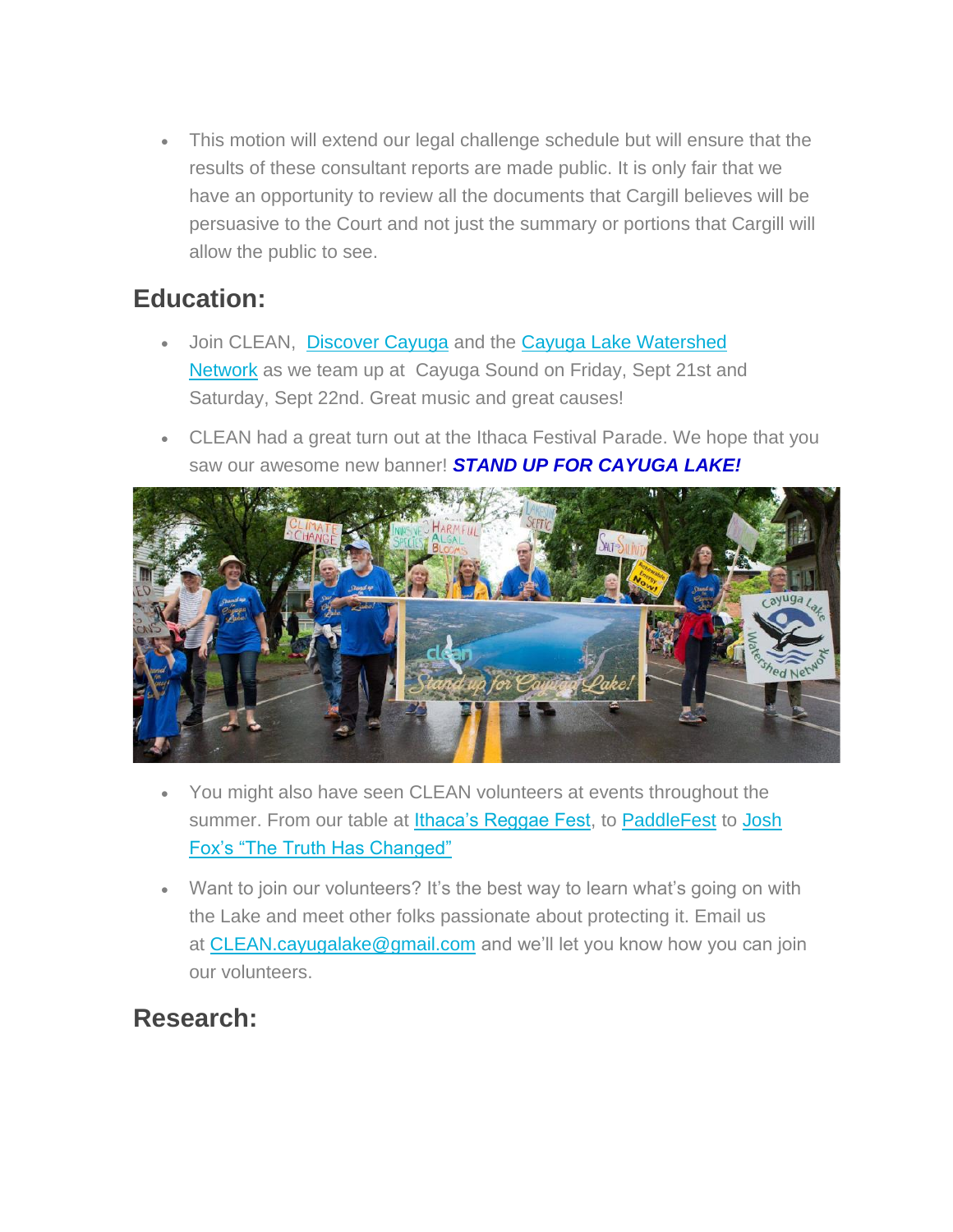- This motion will extend our legal challenge schedule but will ensure that the results of these consultant reports are made public. It is only fair that we have an opportunity to review all the documents that Cargill believes will be persuasive to the Court and not just the summary or portions that Cargill will allow the public to see.

## Education:

- Join CLEAN, [Discover Cayuga]() and the [Cayuga Lake Watershed Network]() as we team up at Cayuga Sound on Friday, Sept 21st and Saturday, Sept 22nd. Great music and great causes!
- CLEAN had a great turn out at the Ithaca Festival Parade. We hope that you saw our awesome new banner! ***STAND UP FOR CAYUGA LAKE!***
- You might also have seen CLEAN volunteers at events throughout the summer. From our table at [Ithaca's Reggae Fest](), to [PaddleFest]() to [Josh Fox's "The Truth Has Changed"]()
- Want to join our volunteers? It's the best way to learn what's going on with the Lake and meet other folks passionate about protecting it. Email us at [CLEAN.cayugalake@gmail.com]() and we'll let you know how you can join our volunteers.

## Research: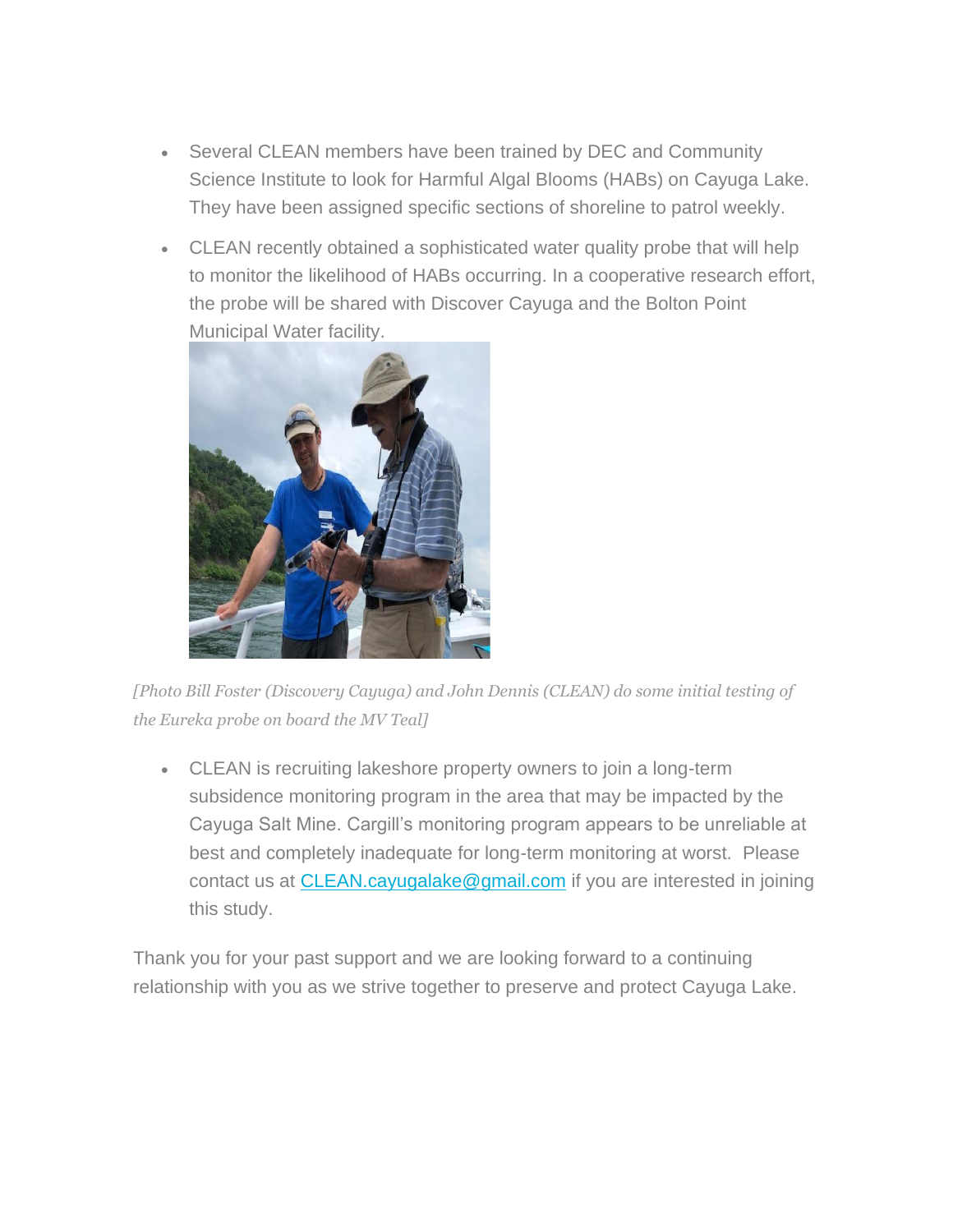- Several CLEAN members have been trained by DEC and Community Science Institute to look for Harmful Algal Blooms (HABs) on Cayuga Lake. They have been assigned specific sections of shoreline to patrol weekly.
- CLEAN recently obtained a sophisticated water quality probe that will help to monitor the likelihood of HABs occurring. In a cooperative research effort, the probe will be shared with Discover Cayuga and the Bolton Point Municipal Water facility.

*[Photo Bill Foster (Discovery Cayuga) and John Dennis (CLEAN) do some initial testing of the Eureka probe on board the MV Teal]*

- CLEAN is recruiting lakeshore property owners to join a long-term subsidence monitoring program in the area that may be impacted by the Cayuga Salt Mine. Cargill's monitoring program appears to be unreliable at best and completely inadequate for long-term monitoring at worst. Please contact us at [CLEAN.cayugalake@gmail.com](mailto:CLEAN.cayugalake@gmail.com) if you are interested in joining this study.

Thank you for your past support and we are looking forward to a continuing relationship with you as we strive together to preserve and protect Cayuga Lake.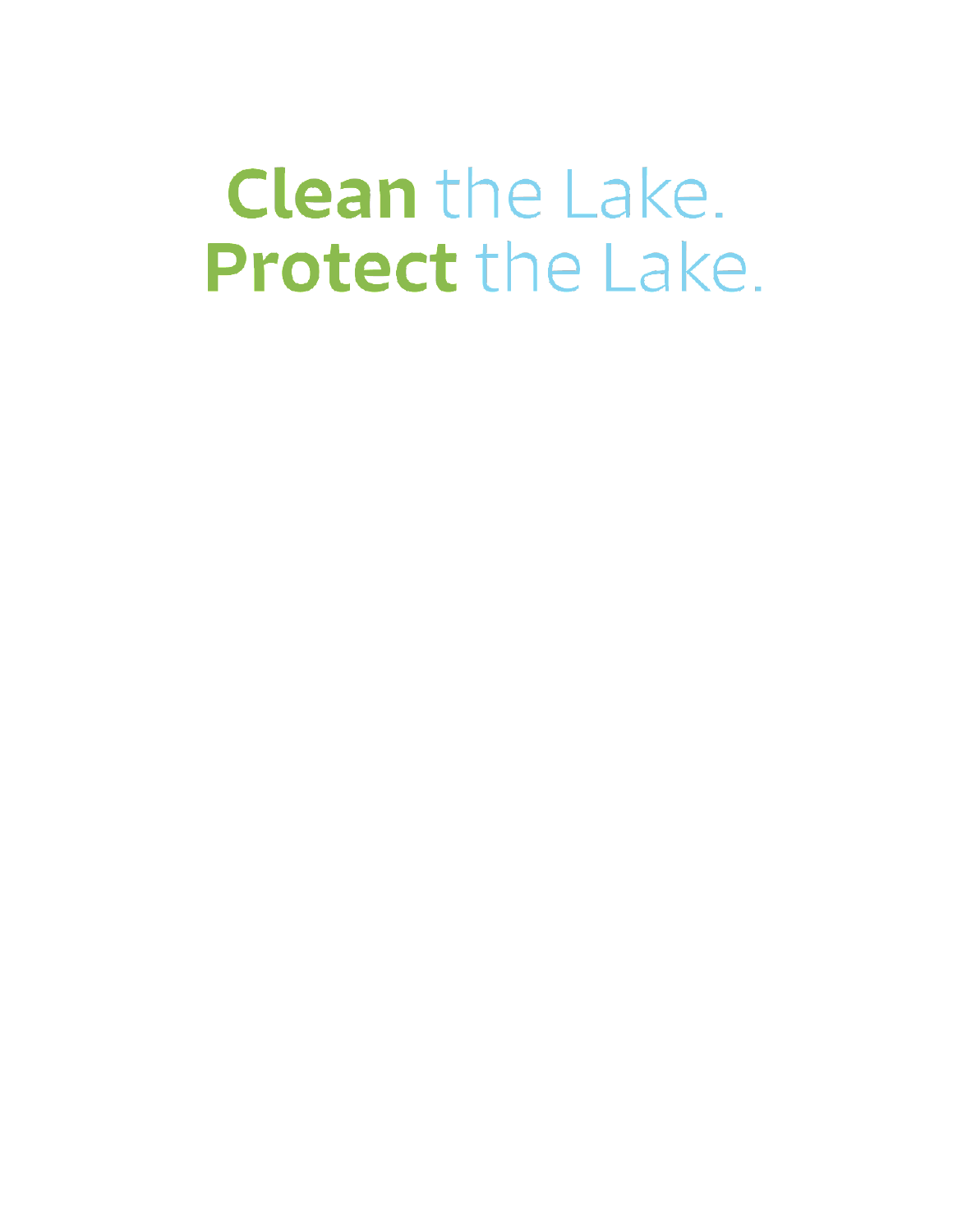**Clean** the Lake.
**Protect** the Lake.